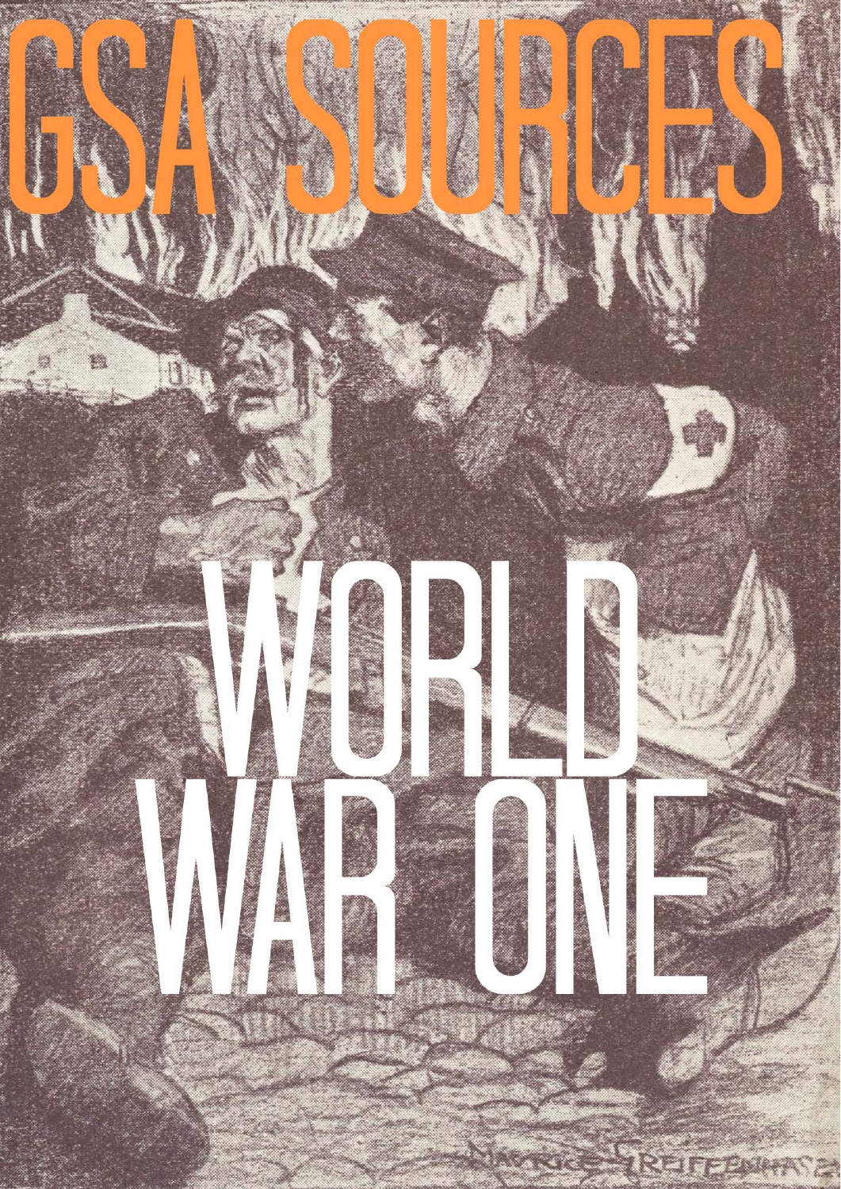# GSA SOURCES

# WORLD WAR ONE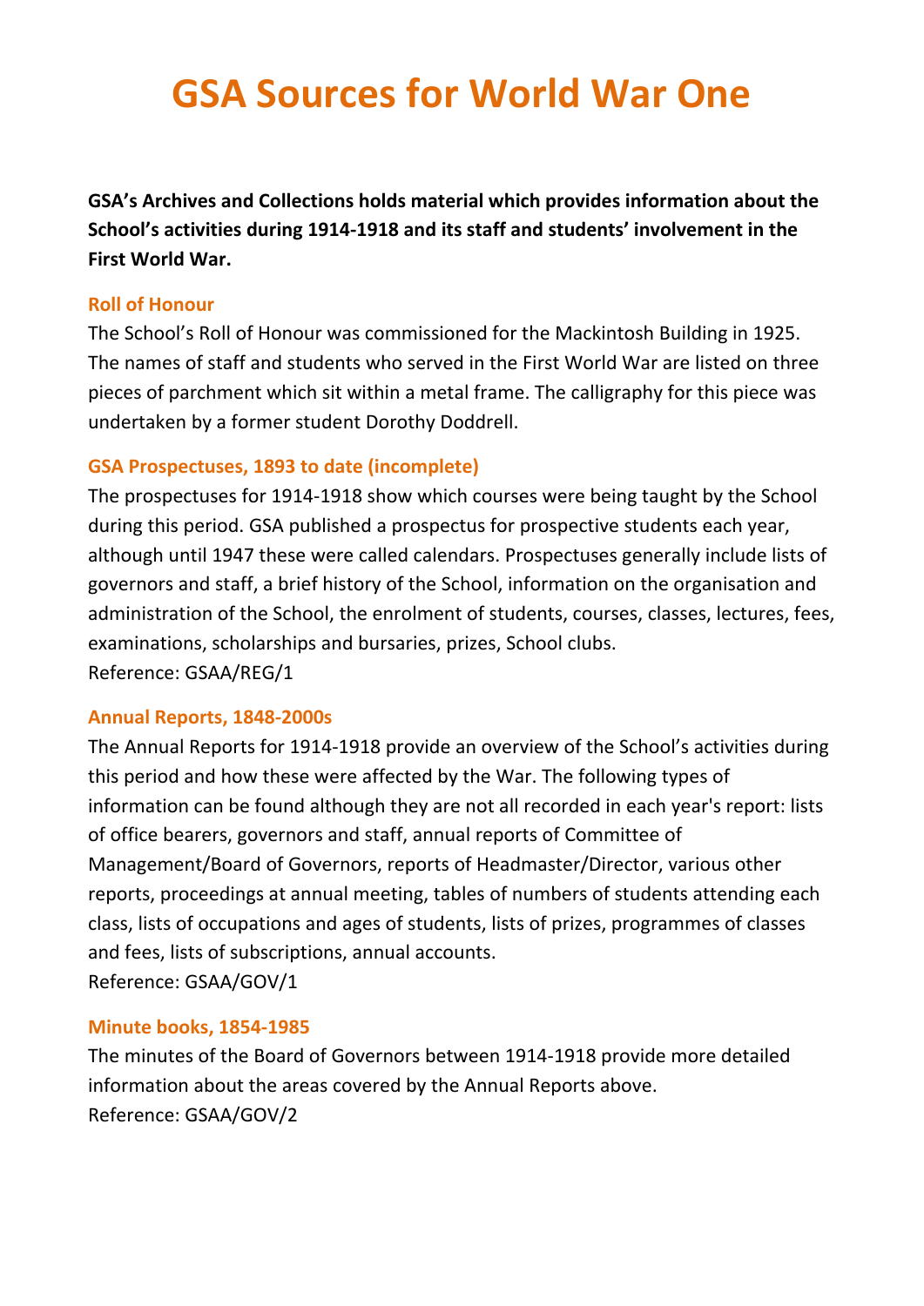# GSA Sources for World War One

**GSA's Archives and Collections holds material which provides information about the School's activities during 1914-1918 and its staff and students' involvement in the First World War.**

### Roll of Honour

The School's Roll of Honour was commissioned for the Mackintosh Building in 1925. The names of staff and students who served in the First World War are listed on three pieces of parchment which sit within a metal frame. The calligraphy for this piece was undertaken by a former student Dorothy Doddrell.

### GSA Prospectuses, 1893 to date (incomplete)

The prospectuses for 1914-1918 show which courses were being taught by the School during this period. GSA published a prospectus for prospective students each year, although until 1947 these were called calendars. Prospectuses generally include lists of governors and staff, a brief history of the School, information on the organisation and administration of the School, the enrolment of students, courses, classes, lectures, fees, examinations, scholarships and bursaries, prizes, School clubs.
Reference: GSAA/REG/1

### Annual Reports, 1848-2000s

The Annual Reports for 1914-1918 provide an overview of the School's activities during this period and how these were affected by the War. The following types of information can be found although they are not all recorded in each year's report: lists of office bearers, governors and staff, annual reports of Committee of Management/Board of Governors, reports of Headmaster/Director, various other reports, proceedings at annual meeting, tables of numbers of students attending each class, lists of occupations and ages of students, lists of prizes, programmes of classes and fees, lists of subscriptions, annual accounts.
Reference: GSAA/GOV/1

### Minute books, 1854-1985

The minutes of the Board of Governors between 1914-1918 provide more detailed information about the areas covered by the Annual Reports above.
Reference: GSAA/GOV/2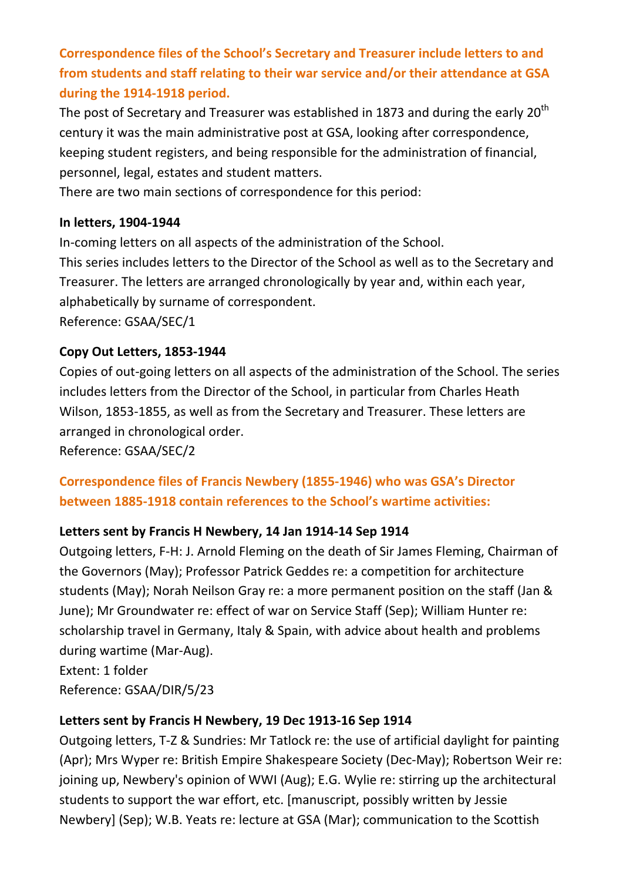## Correspondence files of the School's Secretary and Treasurer include letters to and from students and staff relating to their war service and/or their attendance at GSA during the 1914-1918 period.

The post of Secretary and Treasurer was established in 1873 and during the early 20th century it was the main administrative post at GSA, looking after correspondence, keeping student registers, and being responsible for the administration of financial, personnel, legal, estates and student matters.

There are two main sections of correspondence for this period:

**In letters, 1904-1944**

In-coming letters on all aspects of the administration of the School.

This series includes letters to the Director of the School as well as to the Secretary and Treasurer. The letters are arranged chronologically by year and, within each year, alphabetically by surname of correspondent.

Reference: GSAA/SEC/1

**Copy Out Letters, 1853-1944**

Copies of out-going letters on all aspects of the administration of the School. The series includes letters from the Director of the School, in particular from Charles Heath Wilson, 1853-1855, as well as from the Secretary and Treasurer. These letters are arranged in chronological order.

Reference: GSAA/SEC/2

## Correspondence files of Francis Newbery (1855-1946) who was GSA's Director between 1885-1918 contain references to the School's wartime activities:

**Letters sent by Francis H Newbery, 14 Jan 1914-14 Sep 1914**

Outgoing letters, F-H: J. Arnold Fleming on the death of Sir James Fleming, Chairman of the Governors (May); Professor Patrick Geddes re: a competition for architecture students (May); Norah Neilson Gray re: a more permanent position on the staff (Jan & June); Mr Groundwater re: effect of war on Service Staff (Sep); William Hunter re: scholarship travel in Germany, Italy & Spain, with advice about health and problems during wartime (Mar-Aug).

Extent: 1 folder

Reference: GSAA/DIR/5/23

**Letters sent by Francis H Newbery, 19 Dec 1913-16 Sep 1914**

Outgoing letters, T-Z & Sundries: Mr Tatlock re: the use of artificial daylight for painting (Apr); Mrs Wyper re: British Empire Shakespeare Society (Dec-May); Robertson Weir re: joining up, Newbery's opinion of WWI (Aug); E.G. Wylie re: stirring up the architectural students to support the war effort, etc. [manuscript, possibly written by Jessie Newbery] (Sep); W.B. Yeats re: lecture at GSA (Mar); communication to the Scottish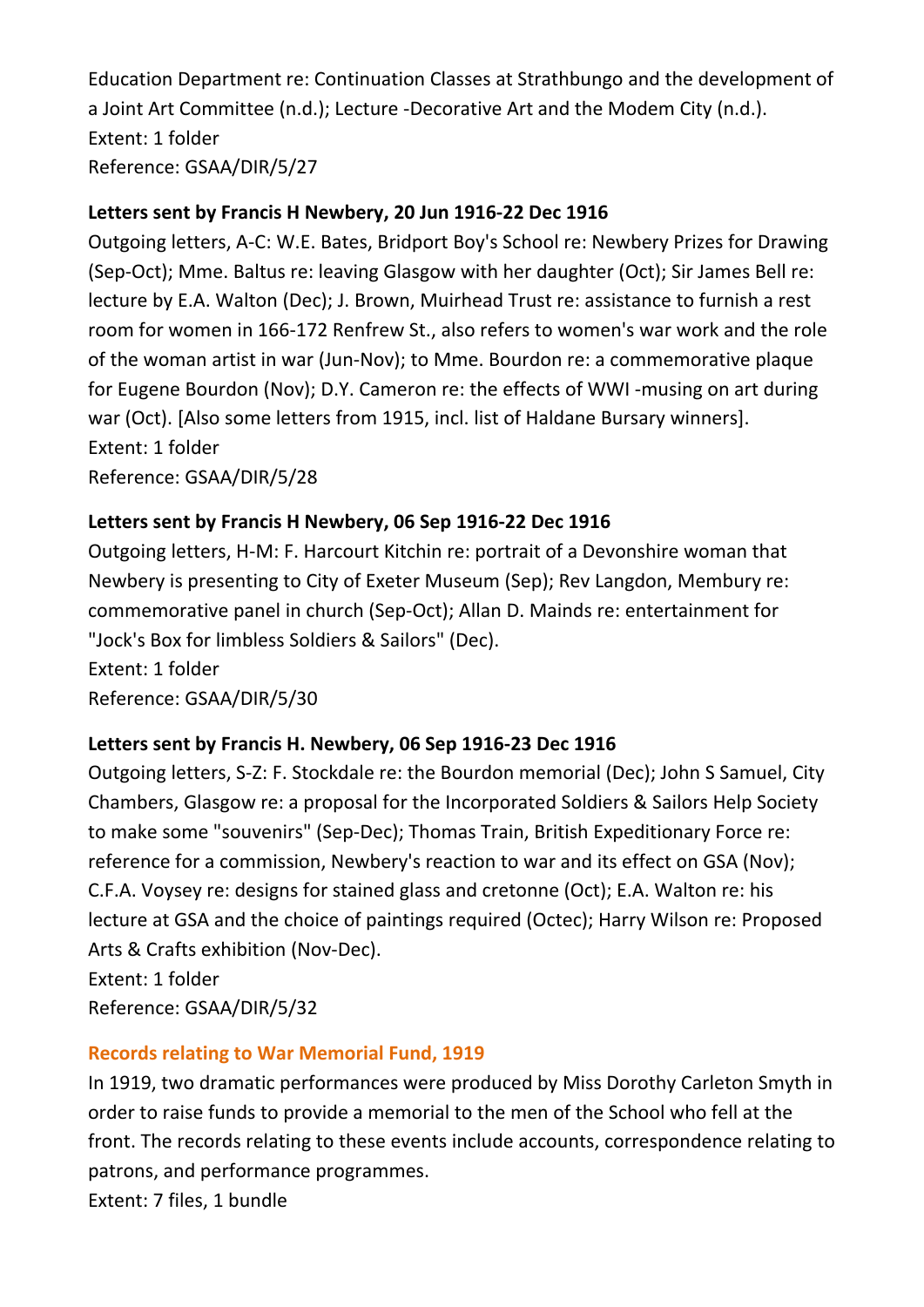Education Department re: Continuation Classes at Strathbungo and the development of a Joint Art Committee (n.d.); Lecture -Decorative Art and the Modem City (n.d.).
Extent: 1 folder
Reference: GSAA/DIR/5/27

**Letters sent by Francis H Newbery, 20 Jun 1916-22 Dec 1916**

Outgoing letters, A-C: W.E. Bates, Bridport Boy's School re: Newbery Prizes for Drawing (Sep-Oct); Mme. Baltus re: leaving Glasgow with her daughter (Oct); Sir James Bell re: lecture by E.A. Walton (Dec); J. Brown, Muirhead Trust re: assistance to furnish a rest room for women in 166-172 Renfrew St., also refers to women's war work and the role of the woman artist in war (Jun-Nov); to Mme. Bourdon re: a commemorative plaque for Eugene Bourdon (Nov); D.Y. Cameron re: the effects of WWI -musing on art during war (Oct). [Also some letters from 1915, incl. list of Haldane Bursary winners].
Extent: 1 folder
Reference: GSAA/DIR/5/28

**Letters sent by Francis H Newbery, 06 Sep 1916-22 Dec 1916**

Outgoing letters, H-M: F. Harcourt Kitchin re: portrait of a Devonshire woman that Newbery is presenting to City of Exeter Museum (Sep); Rev Langdon, Membury re: commemorative panel in church (Sep-Oct); Allan D. Mainds re: entertainment for "Jock's Box for limbless Soldiers & Sailors" (Dec).
Extent: 1 folder
Reference: GSAA/DIR/5/30

**Letters sent by Francis H. Newbery, 06 Sep 1916-23 Dec 1916**

Outgoing letters, S-Z: F. Stockdale re: the Bourdon memorial (Dec); John S Samuel, City Chambers, Glasgow re: a proposal for the Incorporated Soldiers & Sailors Help Society to make some "souvenirs" (Sep-Dec); Thomas Train, British Expeditionary Force re: reference for a commission, Newbery's reaction to war and its effect on GSA (Nov); C.F.A. Voysey re: designs for stained glass and cretonne (Oct); E.A. Walton re: his lecture at GSA and the choice of paintings required (Octec); Harry Wilson re: Proposed Arts & Crafts exhibition (Nov-Dec).
Extent: 1 folder
Reference: GSAA/DIR/5/32

## Records relating to War Memorial Fund, 1919

In 1919, two dramatic performances were produced by Miss Dorothy Carleton Smyth in order to raise funds to provide a memorial to the men of the School who fell at the front. The records relating to these events include accounts, correspondence relating to patrons, and performance programmes.
Extent: 7 files, 1 bundle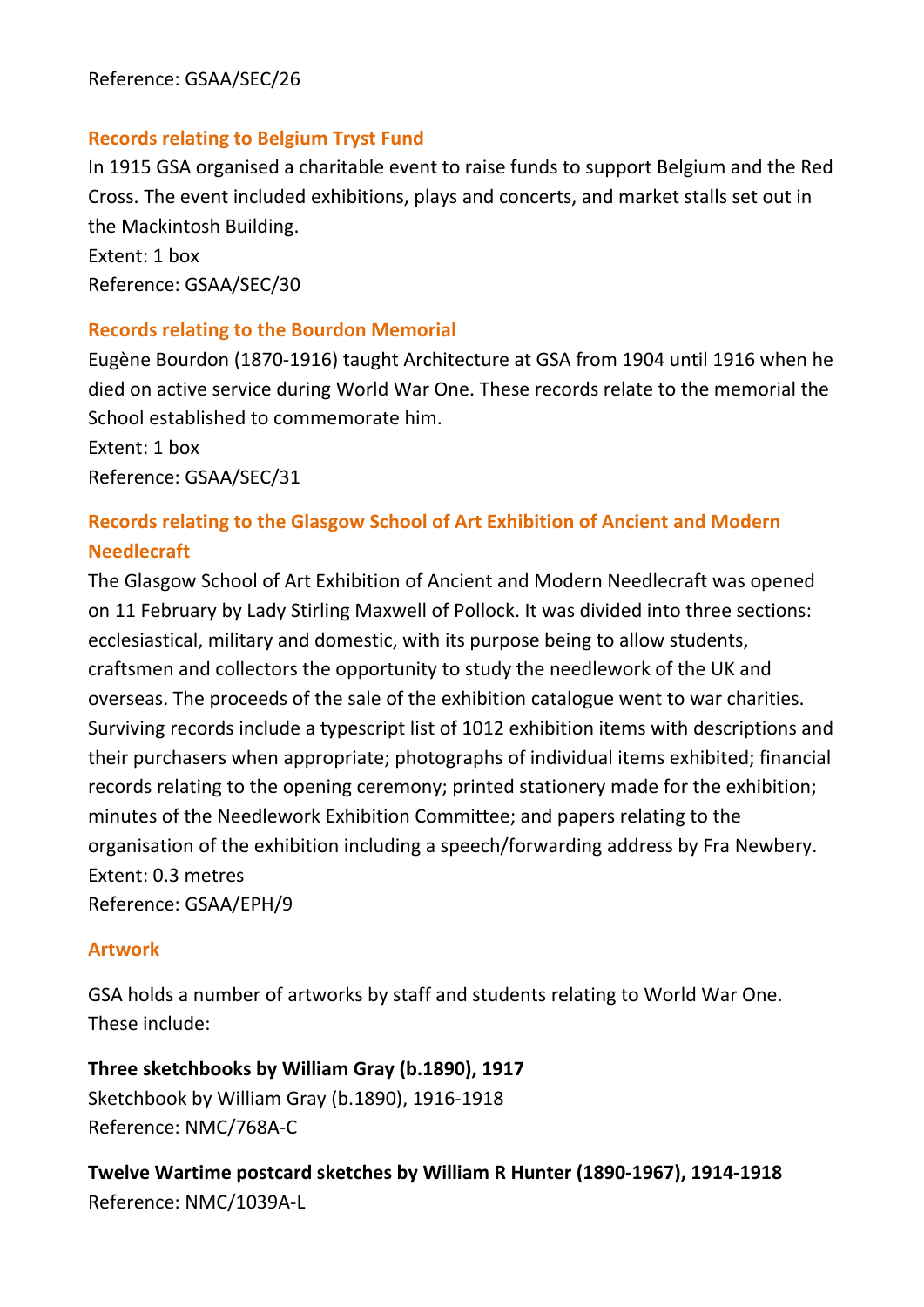Reference: GSAA/SEC/26

### Records relating to Belgium Tryst Fund

In 1915 GSA organised a charitable event to raise funds to support Belgium and the Red Cross. The event included exhibitions, plays and concerts, and market stalls set out in the Mackintosh Building.
Extent: 1 box
Reference: GSAA/SEC/30

### Records relating to the Bourdon Memorial

Eugène Bourdon (1870-1916) taught Architecture at GSA from 1904 until 1916 when he died on active service during World War One. These records relate to the memorial the School established to commemorate him.
Extent: 1 box
Reference: GSAA/SEC/31

### Records relating to the Glasgow School of Art Exhibition of Ancient and Modern Needlecraft

The Glasgow School of Art Exhibition of Ancient and Modern Needlecraft was opened on 11 February by Lady Stirling Maxwell of Pollock. It was divided into three sections: ecclesiastical, military and domestic, with its purpose being to allow students, craftsmen and collectors the opportunity to study the needlework of the UK and overseas. The proceeds of the sale of the exhibition catalogue went to war charities. Surviving records include a typescript list of 1012 exhibition items with descriptions and their purchasers when appropriate; photographs of individual items exhibited; financial records relating to the opening ceremony; printed stationery made for the exhibition; minutes of the Needlework Exhibition Committee; and papers relating to the organisation of the exhibition including a speech/forwarding address by Fra Newbery.
Extent: 0.3 metres
Reference: GSAA/EPH/9

### Artwork

GSA holds a number of artworks by staff and students relating to World War One. These include:

**Three sketchbooks by William Gray (b.1890), 1917**
Sketchbook by William Gray (b.1890), 1916-1918
Reference: NMC/768A-C

**Twelve Wartime postcard sketches by William R Hunter (1890-1967), 1914-1918**
Reference: NMC/1039A-L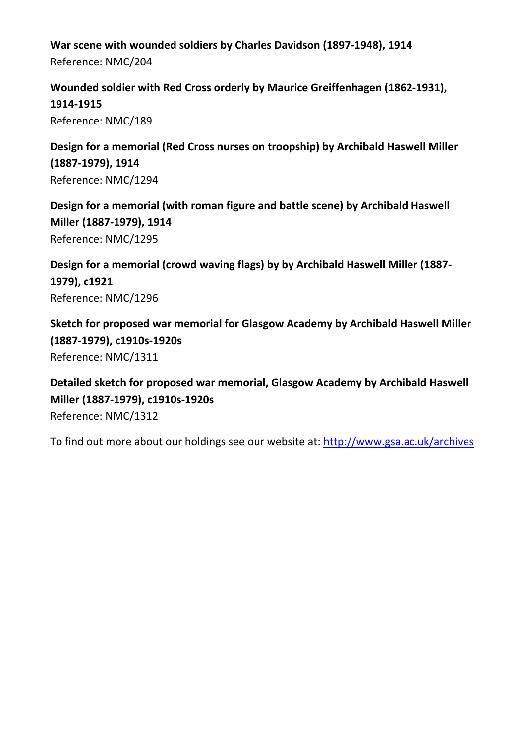**War scene with wounded soldiers by Charles Davidson (1897-1948), 1914**
Reference: NMC/204

**Wounded soldier with Red Cross orderly by Maurice Greiffenhagen (1862-1931), 1914-1915**
Reference: NMC/189

**Design for a memorial (Red Cross nurses on troopship) by Archibald Haswell Miller (1887-1979), 1914**
Reference: NMC/1294

**Design for a memorial (with roman figure and battle scene) by Archibald Haswell Miller (1887-1979), 1914**
Reference: NMC/1295

**Design for a memorial (crowd waving flags) by by Archibald Haswell Miller (1887-1979), c1921**
Reference: NMC/1296

**Sketch for proposed war memorial for Glasgow Academy by Archibald Haswell Miller (1887-1979), c1910s-1920s**
Reference: NMC/1311

**Detailed sketch for proposed war memorial, Glasgow Academy by Archibald Haswell Miller (1887-1979), c1910s-1920s**
Reference: NMC/1312

To find out more about our holdings see our website at: [http://www.gsa.ac.uk/archives](http://www.gsa.ac.uk/archives)